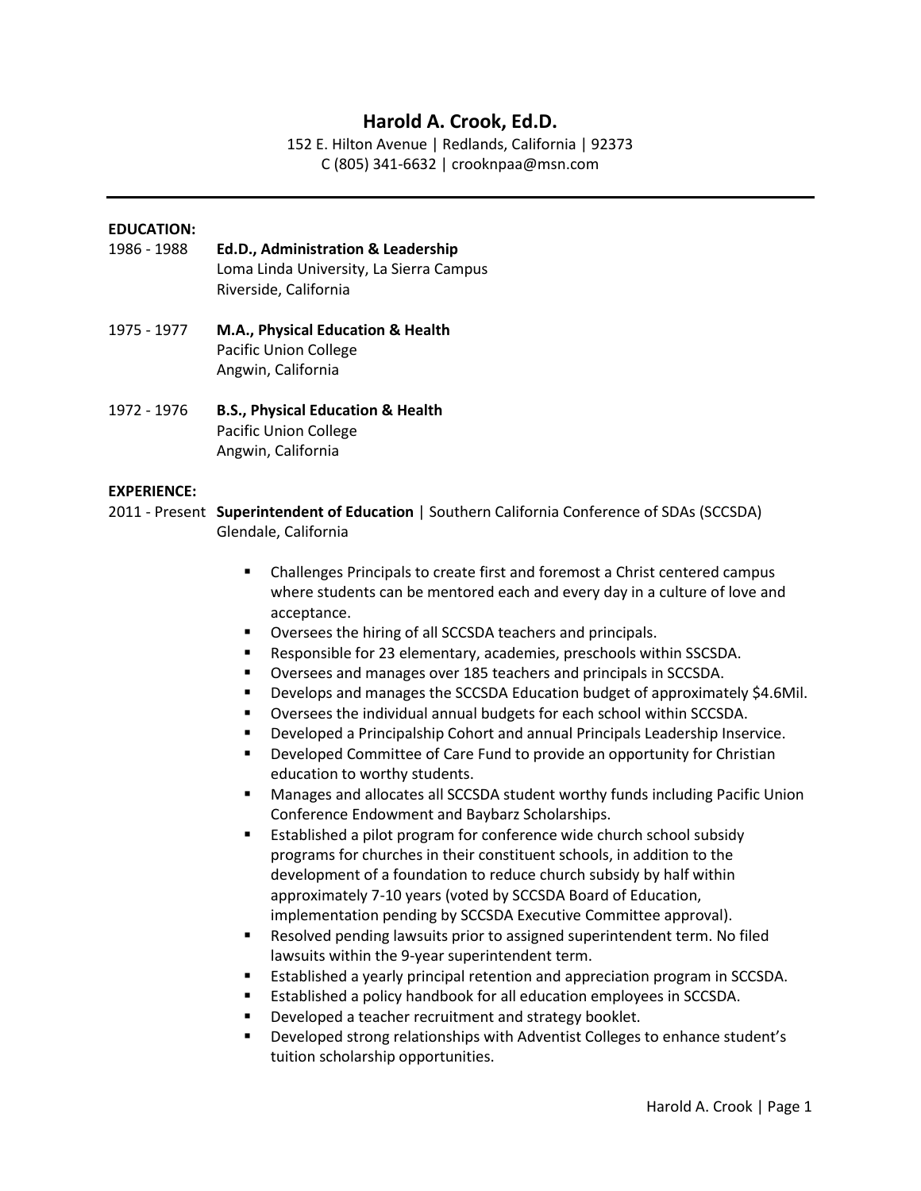# Harold A. Crook, Ed.D.

152 E. Hilton Avenue | Redlands, California | 92373
C (805) 341-6632 | crooknpaa@msn.com

---

**EDUCATION:**

1986 - 1988 **Ed.D., Administration & Leadership**
Loma Linda University, La Sierra Campus
Riverside, California

1975 - 1977 **M.A., Physical Education & Health**
Pacific Union College
Angwin, California

1972 - 1976 **B.S., Physical Education & Health**
Pacific Union College
Angwin, California

**EXPERIENCE:**

2011 - Present **Superintendent of Education** | Southern California Conference of SDAs (SCCSDA)
Glendale, California

- Challenges Principals to create first and foremost a Christ centered campus where students can be mentored each and every day in a culture of love and acceptance.
- Oversees the hiring of all SCCSDA teachers and principals.
- Responsible for 23 elementary, academies, preschools within SSCSDA.
- Oversees and manages over 185 teachers and principals in SCCSDA.
- Develops and manages the SCCSDA Education budget of approximately $4.6Mil.
- Oversees the individual annual budgets for each school within SCCSDA.
- Developed a Principalship Cohort and annual Principals Leadership Inservice.
- Developed Committee of Care Fund to provide an opportunity for Christian education to worthy students.
- Manages and allocates all SCCSDA student worthy funds including Pacific Union Conference Endowment and Baybarz Scholarships.
- Established a pilot program for conference wide church school subsidy programs for churches in their constituent schools, in addition to the development of a foundation to reduce church subsidy by half within approximately 7-10 years (voted by SCCSDA Board of Education, implementation pending by SCCSDA Executive Committee approval).
- Resolved pending lawsuits prior to assigned superintendent term. No filed lawsuits within the 9-year superintendent term.
- Established a yearly principal retention and appreciation program in SCCSDA.
- Established a policy handbook for all education employees in SCCSDA.
- Developed a teacher recruitment and strategy booklet.
- Developed strong relationships with Adventist Colleges to enhance student's tuition scholarship opportunities.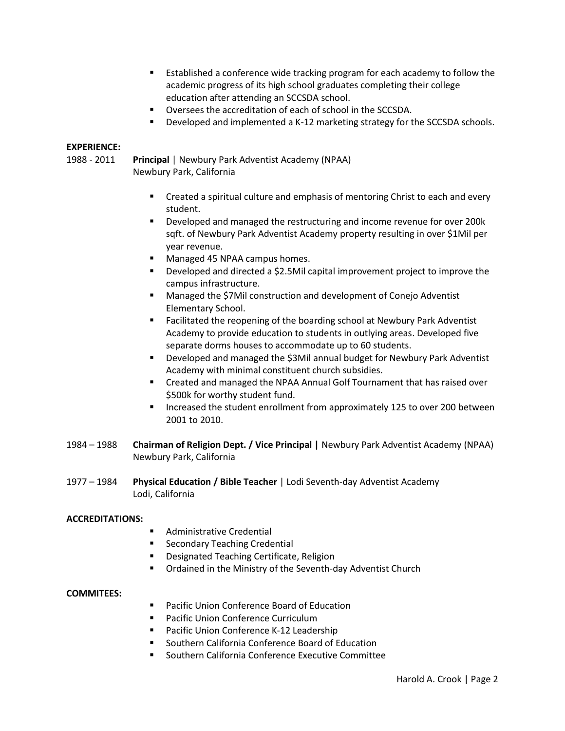- Established a conference wide tracking program for each academy to follow the academic progress of its high school graduates completing their college education after attending an SCCSDA school.
- Oversees the accreditation of each of school in the SCCSDA.
- Developed and implemented a K-12 marketing strategy for the SCCSDA schools.

**EXPERIENCE:**

1988 - 2011 **Principal** | Newbury Park Adventist Academy (NPAA)
Newbury Park, California

- Created a spiritual culture and emphasis of mentoring Christ to each and every student.
- Developed and managed the restructuring and income revenue for over 200k sqft. of Newbury Park Adventist Academy property resulting in over $1Mil per year revenue.
- Managed 45 NPAA campus homes.
- Developed and directed a $2.5Mil capital improvement project to improve the campus infrastructure.
- Managed the $7Mil construction and development of Conejo Adventist Elementary School.
- Facilitated the reopening of the boarding school at Newbury Park Adventist Academy to provide education to students in outlying areas. Developed five separate dorms houses to accommodate up to 60 students.
- Developed and managed the $3Mil annual budget for Newbury Park Adventist Academy with minimal constituent church subsidies.
- Created and managed the NPAA Annual Golf Tournament that has raised over $500k for worthy student fund.
- Increased the student enrollment from approximately 125 to over 200 between 2001 to 2010.

1984 – 1988 **Chairman of Religion Dept. / Vice Principal |** Newbury Park Adventist Academy (NPAA)
Newbury Park, California

1977 – 1984 **Physical Education / Bible Teacher** | Lodi Seventh-day Adventist Academy
Lodi, California

**ACCREDITATIONS:**

- Administrative Credential
- Secondary Teaching Credential
- Designated Teaching Certificate, Religion
- Ordained in the Ministry of the Seventh-day Adventist Church

**COMMITEES:**

- Pacific Union Conference Board of Education
- Pacific Union Conference Curriculum
- Pacific Union Conference K-12 Leadership
- Southern California Conference Board of Education
- Southern California Conference Executive Committee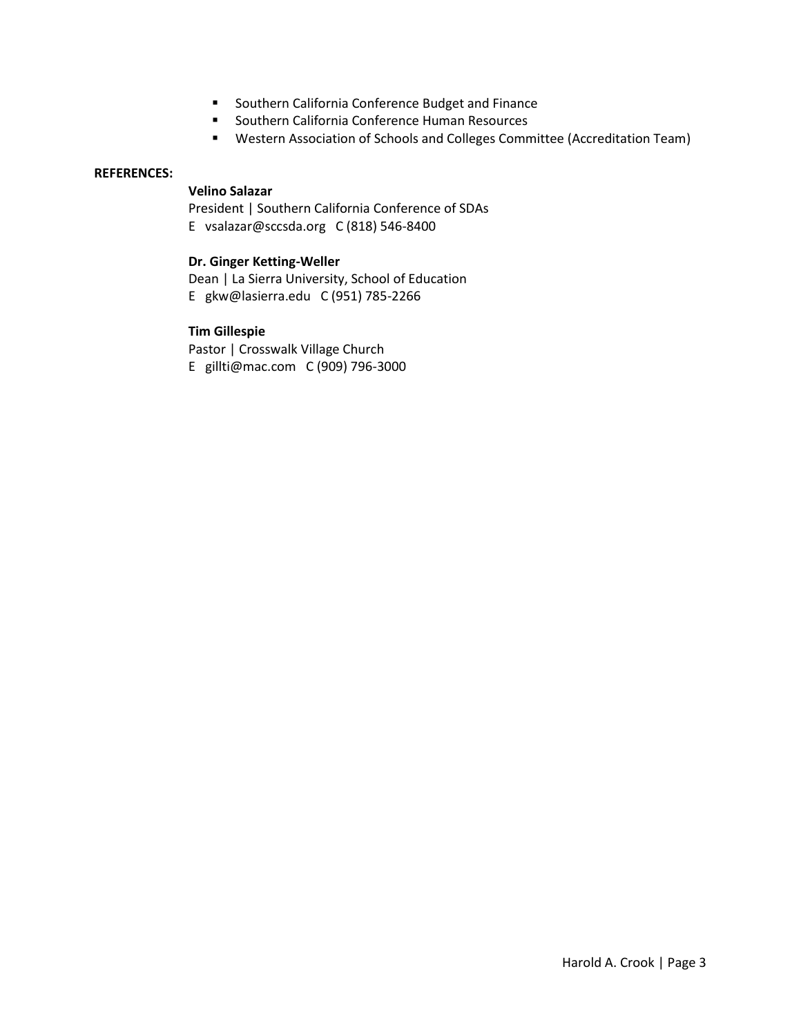- Southern California Conference Budget and Finance
- Southern California Conference Human Resources
- Western Association of Schools and Colleges Committee (Accreditation Team)

**REFERENCES:**

**Velino Salazar**
President | Southern California Conference of SDAs
E vsalazar@sccsda.org C (818) 546-8400

**Dr. Ginger Ketting-Weller**
Dean | La Sierra University, School of Education
E gkw@lasierra.edu C (951) 785-2266

**Tim Gillespie**
Pastor | Crosswalk Village Church
E gillti@mac.com C (909) 796-3000